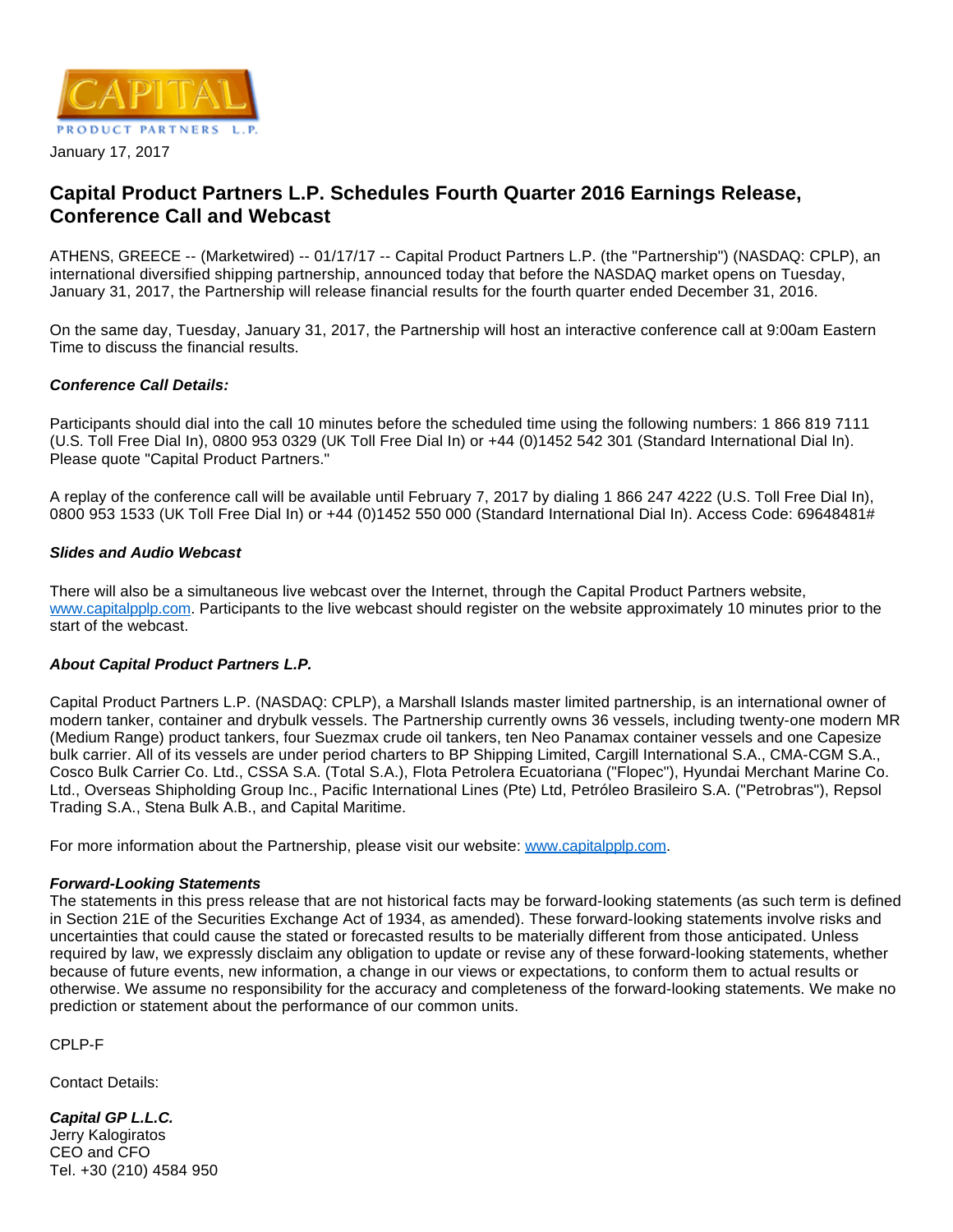CAPITAL

PRODUCT PARTNERS L.P.

January 17, 2017

# Capital Product Partners L.P. Schedules Fourth Quarter 2016 Earnings Release, Conference Call and Webcast

ATHENS, GREECE -- (Marketwired) -- 01/17/17 -- Capital Product Partners L.P. (the "Partnership") (NASDAQ: CPLP), an international diversified shipping partnership, announced today that before the NASDAQ market opens on Tuesday, January 31, 2017, the Partnership will release financial results for the fourth quarter ended December 31, 2016.

On the same day, Tuesday, January 31, 2017, the Partnership will host an interactive conference call at 9:00am Eastern Time to discuss the financial results.

***Conference Call Details:***

Participants should dial into the call 10 minutes before the scheduled time using the following numbers: 1 866 819 7111 (U.S. Toll Free Dial In), 0800 953 0329 (UK Toll Free Dial In) or +44 (0)1452 542 301 (Standard International Dial In). Please quote "Capital Product Partners."

A replay of the conference call will be available until February 7, 2017 by dialing 1 866 247 4222 (U.S. Toll Free Dial In), 0800 953 1533 (UK Toll Free Dial In) or +44 (0)1452 550 000 (Standard International Dial In). Access Code: 69648481#

***Slides and Audio Webcast***

There will also be a simultaneous live webcast over the Internet, through the Capital Product Partners website, www.capitalpplp.com. Participants to the live webcast should register on the website approximately 10 minutes prior to the start of the webcast.

***About Capital Product Partners L.P.***

Capital Product Partners L.P. (NASDAQ: CPLP), a Marshall Islands master limited partnership, is an international owner of modern tanker, container and drybulk vessels. The Partnership currently owns 36 vessels, including twenty-one modern MR (Medium Range) product tankers, four Suezmax crude oil tankers, ten Neo Panamax container vessels and one Capesize bulk carrier. All of its vessels are under period charters to BP Shipping Limited, Cargill International S.A., CMA-CGM S.A., Cosco Bulk Carrier Co. Ltd., CSSA S.A. (Total S.A.), Flota Petrolera Ecuatoriana ("Flopec"), Hyundai Merchant Marine Co. Ltd., Overseas Shipholding Group Inc., Pacific International Lines (Pte) Ltd, Petróleo Brasileiro S.A. ("Petrobras"), Repsol Trading S.A., Stena Bulk A.B., and Capital Maritime.

For more information about the Partnership, please visit our website: www.capitalpplp.com.

***Forward-Looking Statements***

The statements in this press release that are not historical facts may be forward-looking statements (as such term is defined in Section 21E of the Securities Exchange Act of 1934, as amended). These forward-looking statements involve risks and uncertainties that could cause the stated or forecasted results to be materially different from those anticipated. Unless required by law, we expressly disclaim any obligation to update or revise any of these forward-looking statements, whether because of future events, new information, a change in our views or expectations, to conform them to actual results or otherwise. We assume no responsibility for the accuracy and completeness of the forward-looking statements. We make no prediction or statement about the performance of our common units.

CPLP-F

Contact Details:

***Capital GP L.L.C.***  
Jerry Kalogiratos  
CEO and CFO  
Tel. +30 (210) 4584 950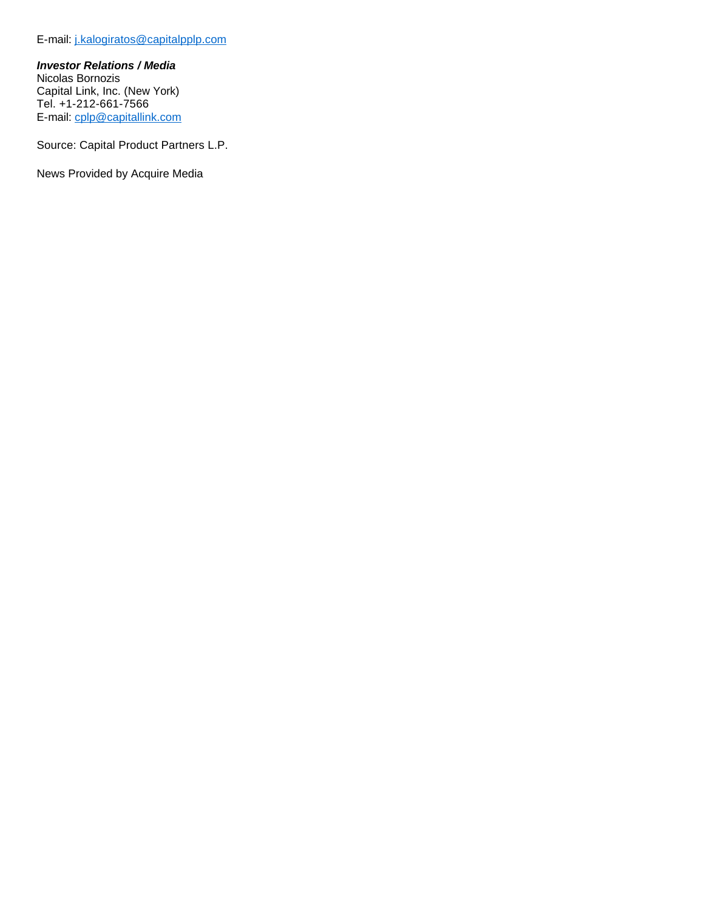E-mail: j.kalogiratos@capitalpplp.com

***Investor Relations / Media***
Nicolas Bornozis
Capital Link, Inc. (New York)
Tel. +1-212-661-7566
E-mail: cplp@capitallink.com

Source: Capital Product Partners L.P.

News Provided by Acquire Media